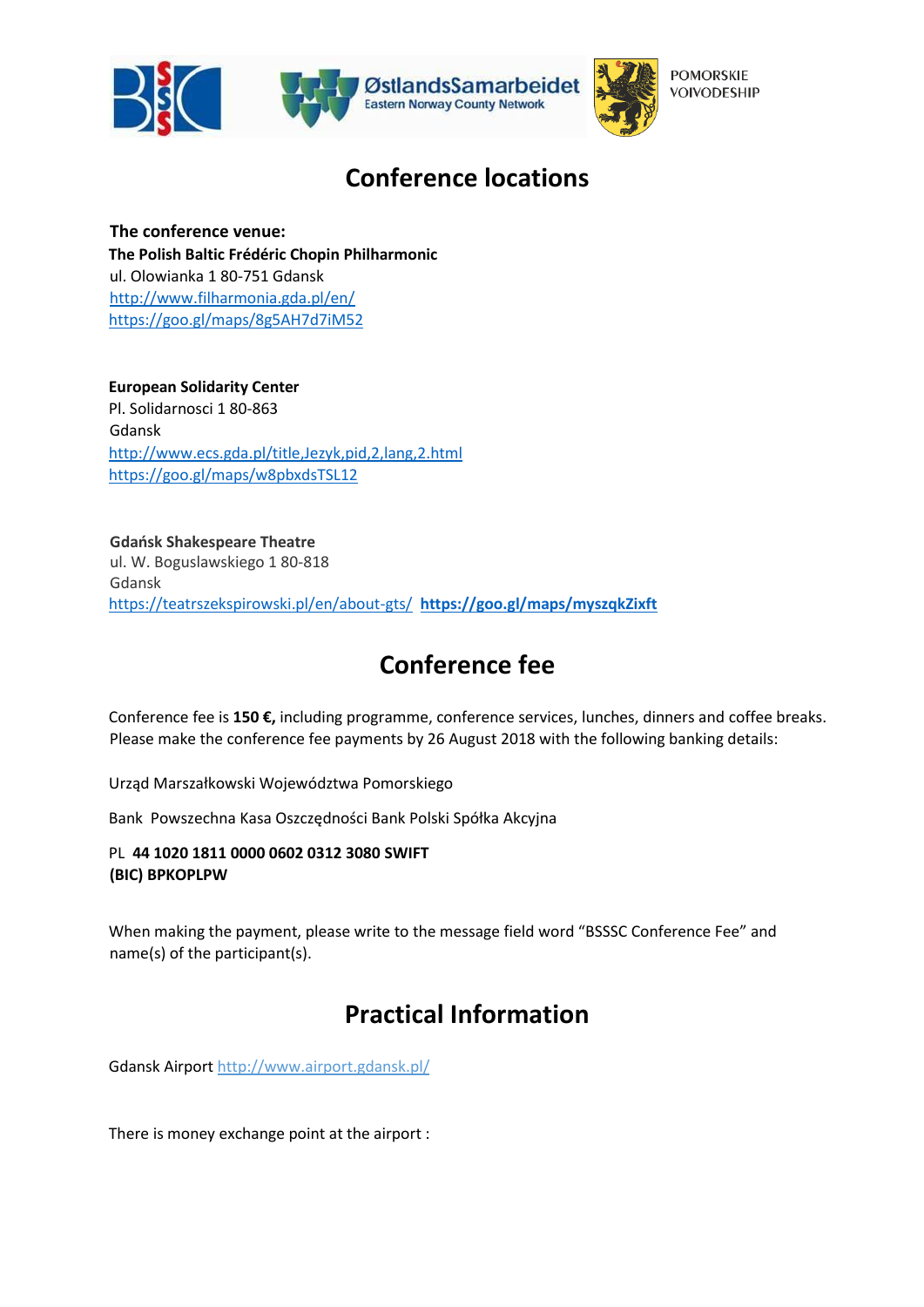POMORSKIE VOIVODESHIP

# Conference locations

**The conference venue:**
**The Polish Baltic Frédéric Chopin Philharmonic**
ul. Olowianka 1 80-751 Gdansk
http://www.filharmonia.gda.pl/en/
https://goo.gl/maps/8g5AH7d7iM52

**European Solidarity Center**
Pl. Solidarnosci 1 80-863
Gdansk
http://www.ecs.gda.pl/title,Jezyk,pid,2,lang,2.html
https://goo.gl/maps/w8pbxdsTSL12

**Gdańsk Shakespeare Theatre**
ul. W. Boguslawskiego 1 80-818
Gdansk
https://teatrszekspirowski.pl/en/about-gts/ **https://goo.gl/maps/myszqkZixft**

# Conference fee

Conference fee is **150 €,** including programme, conference services, lunches, dinners and coffee breaks. Please make the conference fee payments by 26 August 2018 with the following banking details:

Urząd Marszałkowski Województwa Pomorskiego

Bank Powszechna Kasa Oszczędności Bank Polski Spółka Akcyjna

PL **44 1020 1811 0000 0602 0312 3080 SWIFT (BIC) BPKOPLPW**

When making the payment, please write to the message field word "BSSSC Conference Fee" and name(s) of the participant(s).

# Practical Information

Gdansk Airport http://www.airport.gdansk.pl/

There is money exchange point at the airport :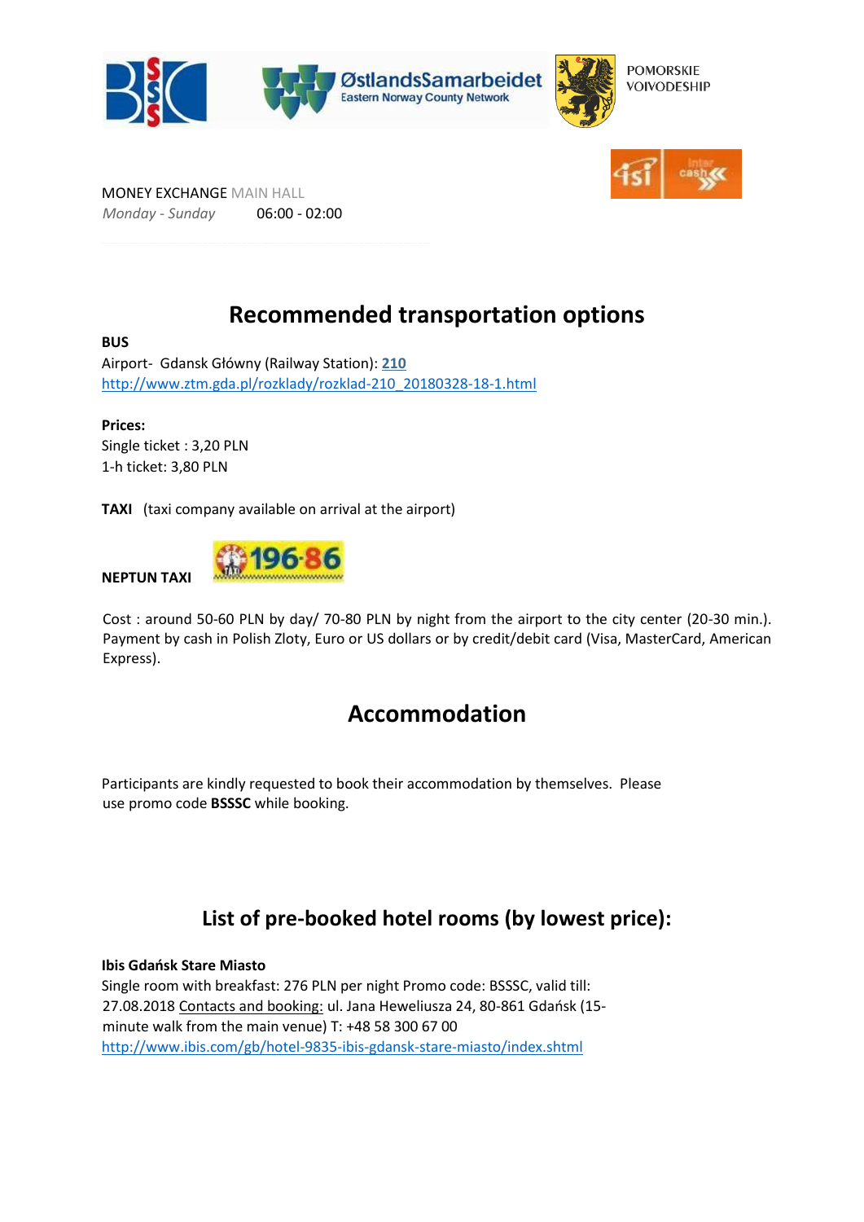MONEY EXCHANGE MAIN HALL

*Monday - Sunday* 06:00 - 02:00

## Recommended transportation options

**BUS**

Airport- Gdansk Główny (Railway Station): **210**
http://www.ztm.gda.pl/rozklady/rozklad-210_20180328-18-1.html

**Prices:**
Single ticket : 3,20 PLN
1-h ticket: 3,80 PLN

**TAXI** (taxi company available on arrival at the airport)

**NEPTUN TAXI** 196 86

Cost : around 50-60 PLN by day/ 70-80 PLN by night from the airport to the city center (20-30 min.). Payment by cash in Polish Zloty, Euro or US dollars or by credit/debit card (Visa, MasterCard, American Express).

## Accommodation

Participants are kindly requested to book their accommodation by themselves. Please use promo code **BSSSC** while booking.

## List of pre-booked hotel rooms (by lowest price):

**Ibis Gdańsk Stare Miasto**

Single room with breakfast: 276 PLN per night Promo code: BSSSC, valid till: 27.08.2018 Contacts and booking: ul. Jana Heweliusza 24, 80-861 Gdańsk (15-minute walk from the main venue) T: +48 58 300 67 00
http://www.ibis.com/gb/hotel-9835-ibis-gdansk-stare-miasto/index.shtml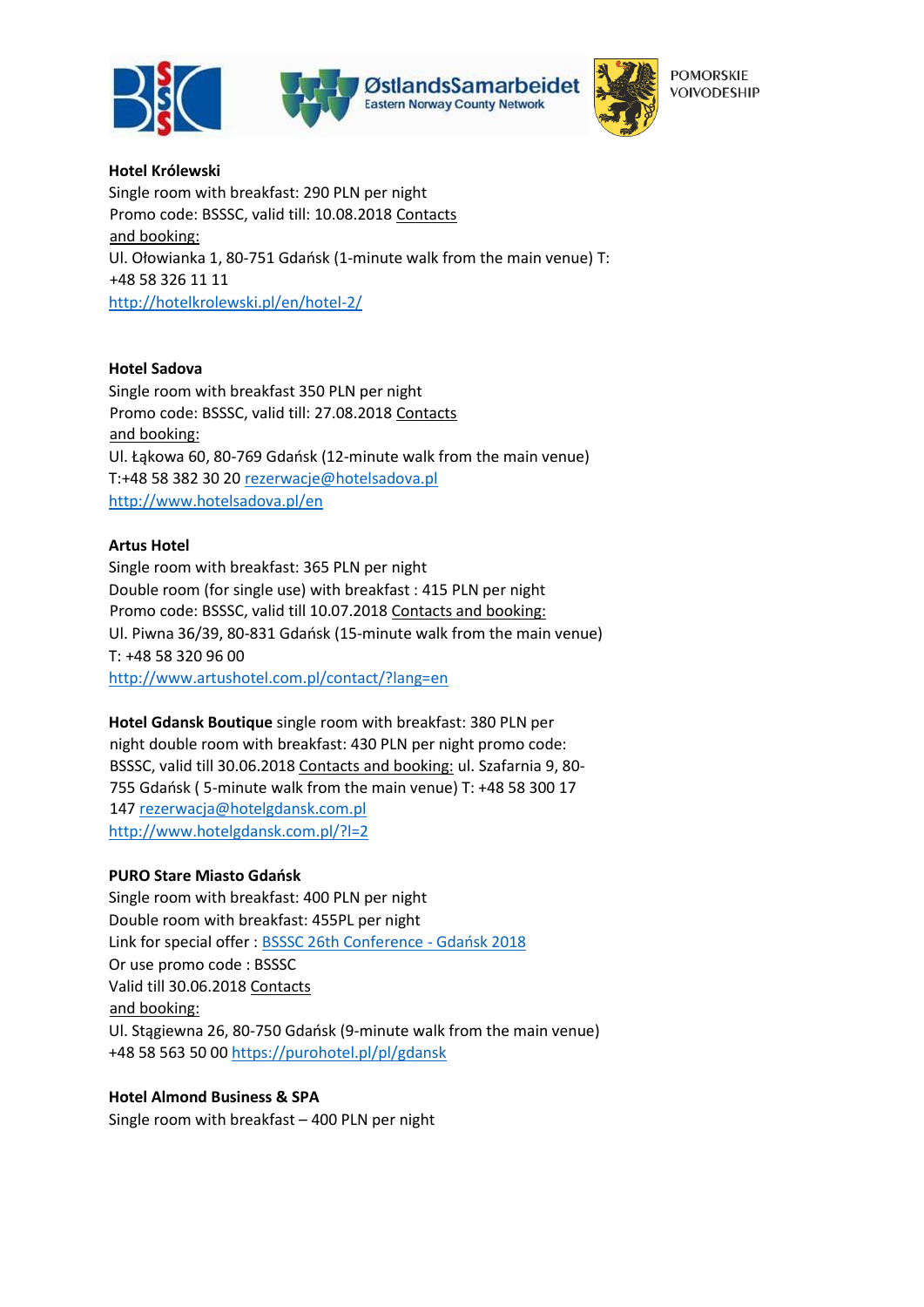**Hotel Królewski**
Single room with breakfast: 290 PLN per night
Promo code: BSSSC, valid till: 10.08.2018 Contacts and booking:
Ul. Ołowianka 1, 80-751 Gdańsk (1-minute walk from the main venue) T: +48 58 326 11 11
http://hotelkrolewski.pl/en/hotel-2/

**Hotel Sadova**
Single room with breakfast 350 PLN per night
Promo code: BSSSC, valid till: 27.08.2018 Contacts and booking:
Ul. Łąkowa 60, 80-769 Gdańsk (12-minute walk from the main venue)
T:+48 58 382 30 20 rezerwacje@hotelsadova.pl
http://www.hotelsadova.pl/en

**Artus Hotel**
Single room with breakfast: 365 PLN per night
Double room (for single use) with breakfast : 415 PLN per night
Promo code: BSSSC, valid till 10.07.2018 Contacts and booking:
Ul. Piwna 36/39, 80-831 Gdańsk (15-minute walk from the main venue)
T: +48 58 320 96 00
http://www.artushotel.com.pl/contact/?lang=en

**Hotel Gdansk Boutique** single room with breakfast: 380 PLN per night double room with breakfast: 430 PLN per night promo code: BSSSC, valid till 30.06.2018 Contacts and booking: ul. Szafarnia 9, 80-755 Gdańsk ( 5-minute walk from the main venue) T: +48 58 300 17 147 rezerwacja@hotelgdansk.com.pl
http://www.hotelgdansk.com.pl/?l=2

**PURO Stare Miasto Gdańsk**
Single room with breakfast: 400 PLN per night
Double room with breakfast: 455PL per night
Link for special offer : BSSSC 26th Conference - Gdańsk 2018
Or use promo code : BSSSC
Valid till 30.06.2018 Contacts and booking:
Ul. Stągiewna 26, 80-750 Gdańsk (9-minute walk from the main venue)
+48 58 563 50 00 https://purohotel.pl/pl/gdansk

**Hotel Almond Business & SPA**
Single room with breakfast – 400 PLN per night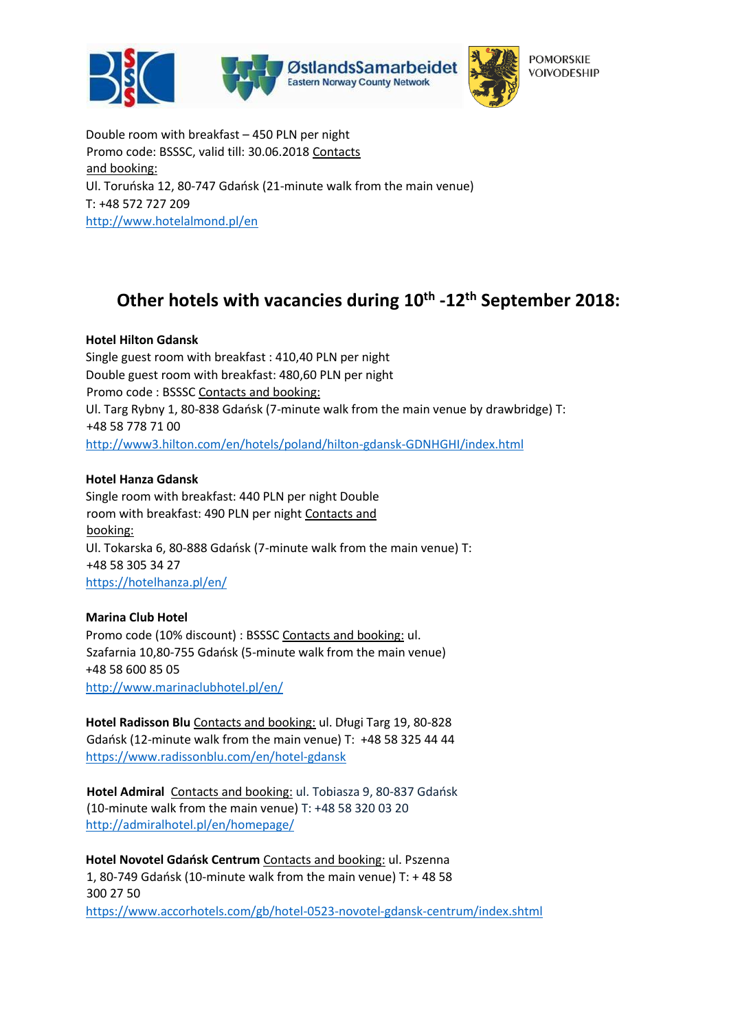Double room with breakfast – 450 PLN per night
Promo code: BSSSC, valid till: 30.06.2018 Contacts and booking:
Ul. Toruńska 12, 80-747 Gdańsk (21-minute walk from the main venue)
T: +48 572 727 209
http://www.hotelalmond.pl/en

## Other hotels with vacancies during 10th -12th September 2018:

**Hotel Hilton Gdansk**
Single guest room with breakfast : 410,40 PLN per night
Double guest room with breakfast: 480,60 PLN per night
Promo code : BSSSC Contacts and booking:
Ul. Targ Rybny 1, 80-838 Gdańsk (7-minute walk from the main venue by drawbridge) T: +48 58 778 71 00
http://www3.hilton.com/en/hotels/poland/hilton-gdansk-GDNHGHI/index.html

**Hotel Hanza Gdansk**
Single room with breakfast: 440 PLN per night Double room with breakfast: 490 PLN per night Contacts and booking:
Ul. Tokarska 6, 80-888 Gdańsk (7-minute walk from the main venue) T: +48 58 305 34 27
https://hotelhanza.pl/en/

**Marina Club Hotel**
Promo code (10% discount) : BSSSC Contacts and booking: ul. Szafarnia 10,80-755 Gdańsk (5-minute walk from the main venue)
+48 58 600 85 05
http://www.marinaclubhotel.pl/en/

**Hotel Radisson Blu** Contacts and booking: ul. Długi Targ 19, 80-828 Gdańsk (12-minute walk from the main venue) T: +48 58 325 44 44
https://www.radissonblu.com/en/hotel-gdansk

**Hotel Admiral** Contacts and booking: ul. Tobiasza 9, 80-837 Gdańsk (10-minute walk from the main venue) T: +48 58 320 03 20
http://admiralhotel.pl/en/homepage/

**Hotel Novotel Gdańsk Centrum** Contacts and booking: ul. Pszenna 1, 80-749 Gdańsk (10-minute walk from the main venue) T: + 48 58 300 27 50
https://www.accorhotels.com/gb/hotel-0523-novotel-gdansk-centrum/index.shtml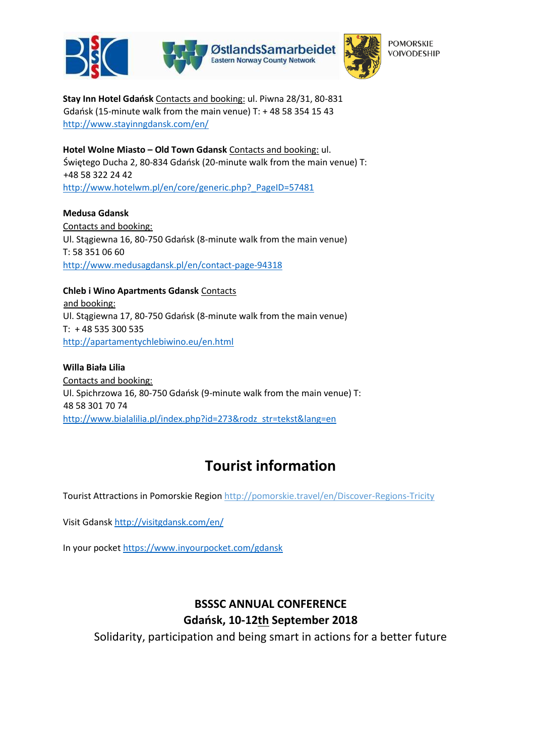**Stay Inn Hotel Gdańsk** Contacts and booking: ul. Piwna 28/31, 80-831 Gdańsk (15-minute walk from the main venue) T: + 48 58 354 15 43
http://www.stayinngdansk.com/en/

**Hotel Wolne Miasto – Old Town Gdansk** Contacts and booking: ul. Świętego Ducha 2, 80-834 Gdańsk (20-minute walk from the main venue) T: +48 58 322 24 42
http://www.hotelwm.pl/en/core/generic.php?_PageID=57481

**Medusa Gdansk**
Contacts and booking:
Ul. Stągiewna 16, 80-750 Gdańsk (8-minute walk from the main venue)
T: 58 351 06 60
http://www.medusagdansk.pl/en/contact-page-94318

**Chleb i Wino Apartments Gdansk** Contacts and booking:
Ul. Stągiewna 17, 80-750 Gdańsk (8-minute walk from the main venue)
T: + 48 535 300 535
http://apartamentychlebiwino.eu/en.html

**Willa Biała Lilia**
Contacts and booking:
Ul. Spichrzowa 16, 80-750 Gdańsk (9-minute walk from the main venue) T: 48 58 301 70 74
http://www.bialalilia.pl/index.php?id=273&rodz_str=tekst&lang=en

# Tourist information

Tourist Attractions in Pomorskie Region http://pomorskie.travel/en/Discover-Regions-Tricity

Visit Gdansk http://visitgdansk.com/en/

In your pocket https://www.inyourpocket.com/gdansk

**BSSSC ANNUAL CONFERENCE**
**Gdańsk, 10-12th September 2018**
Solidarity, participation and being smart in actions for a better future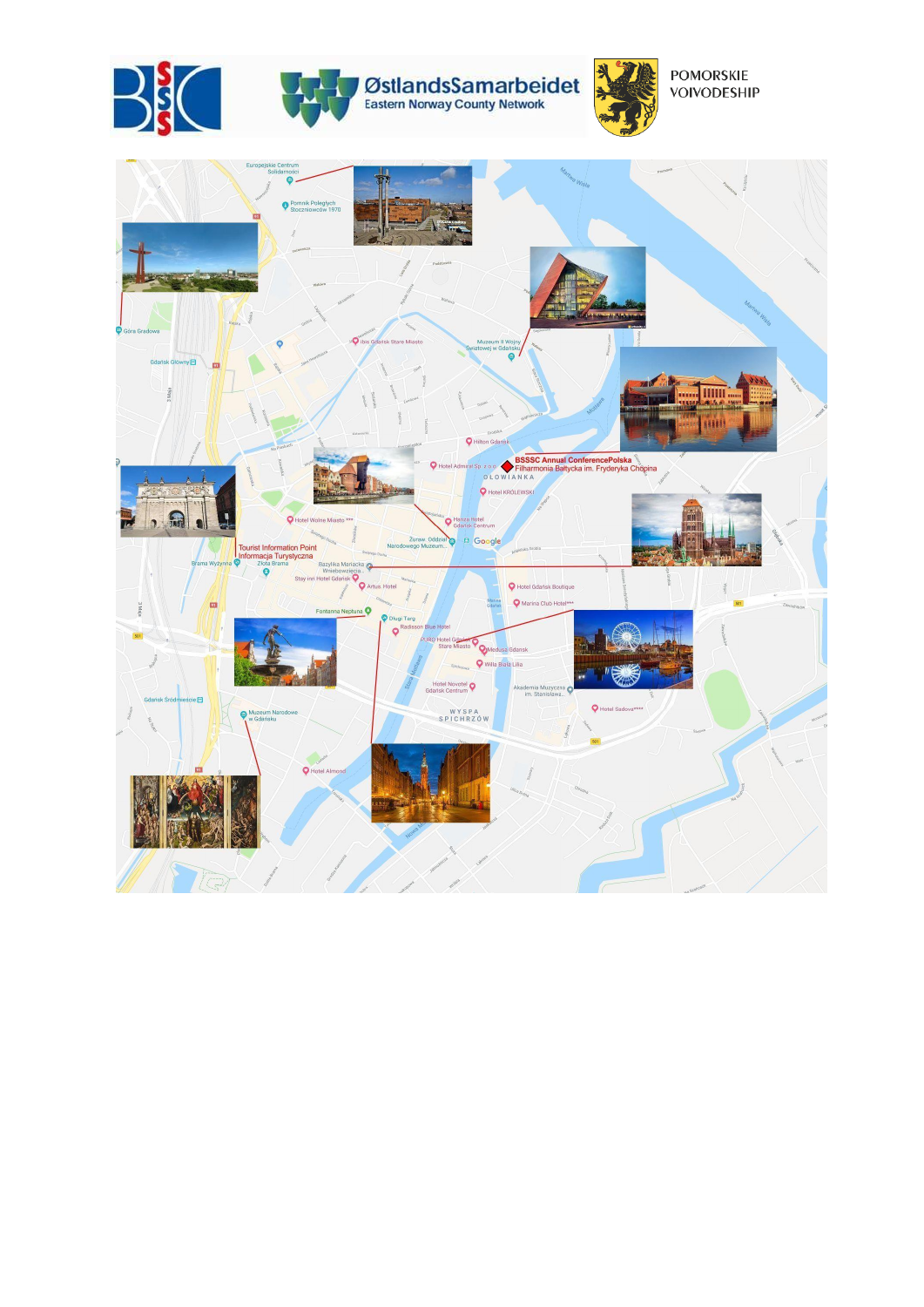POMORSKIE VOIVODESHIP

ØstlandsSamarbeidet
Eastern Norway County Network

Europejskie Centrum Solidarności

Pomnik Poległych Stoczniowców 1970

Góra Gradowa

Gdańsk Główny

ibis Gdańsk Stare Miasto

Muzeum II Wojny Światowej w Gdańsku

Hilton Gdańsk

BSSSC Annual ConferencePolska
Filharmonia Bałtycka im. Fryderyka Chopina

Hotel Admiral Sp. z o.o.

OŁOWIANKA

Hotel KRÓLEWSKI

Hotel Wolne Miasto \*\*\*

Hanza Hotel Gdańsk Centrum

Żuraw. Oddział Narodowego Muzeum...

Tourist Information Point
Informacja Turystyczna

Brama Wyżynna

Złota Brama

Bazylika Mariacka Wniebowzięcia...

Stay inn Hotel Gdańsk

Artus Hotel

Hotel Gdańsk Boutique

Marina Club Hotel\*\*\*

Fontanna Neptuna

Długi Targ

Radisson Blu Hotel

PURO Hotel Gdańsk Stare Miasto

Meduza Gdańsk

Willa Biała Lilia

Hotel Novotel Gdańsk Centrum

Akademia Muzyczna im. Stanisława...

Hotel Sadova\*\*\*

WYSPA SPICHRZÓW

Gdańsk Śródmieście

Muzeum Narodowe w Gdańsku

Hotel Almond